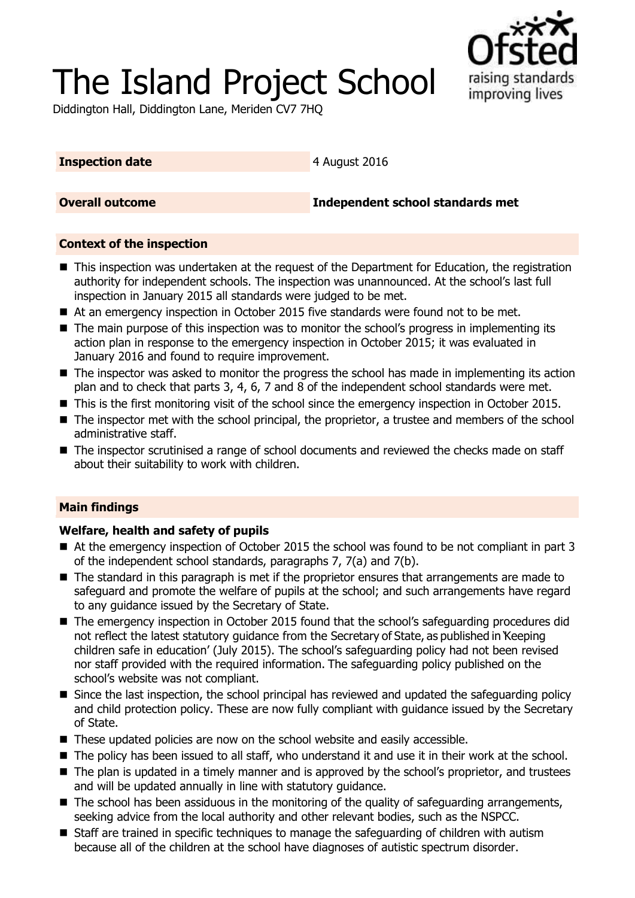# The Island Project School

Diddington Hall, Diddington Lane, Meriden CV7 7HQ

| | |
|---|---|
| **Inspection date** | 4 August 2016 |
| **Overall outcome** | **Independent school standards met** |

## Context of the inspection

- This inspection was undertaken at the request of the Department for Education, the registration authority for independent schools. The inspection was unannounced. At the school's last full inspection in January 2015 all standards were judged to be met.
- At an emergency inspection in October 2015 five standards were found not to be met.
- The main purpose of this inspection was to monitor the school's progress in implementing its action plan in response to the emergency inspection in October 2015; it was evaluated in January 2016 and found to require improvement.
- The inspector was asked to monitor the progress the school has made in implementing its action plan and to check that parts 3, 4, 6, 7 and 8 of the independent school standards were met.
- This is the first monitoring visit of the school since the emergency inspection in October 2015.
- The inspector met with the school principal, the proprietor, a trustee and members of the school administrative staff.
- The inspector scrutinised a range of school documents and reviewed the checks made on staff about their suitability to work with children.

## Main findings

### Welfare, health and safety of pupils

- At the emergency inspection of October 2015 the school was found to be not compliant in part 3 of the independent school standards, paragraphs 7, 7(a) and 7(b).
- The standard in this paragraph is met if the proprietor ensures that arrangements are made to safeguard and promote the welfare of pupils at the school; and such arrangements have regard to any guidance issued by the Secretary of State.
- The emergency inspection in October 2015 found that the school's safeguarding procedures did not reflect the latest statutory guidance from the Secretary of State, as published in 'Keeping children safe in education' (July 2015). The school's safeguarding policy had not been revised nor staff provided with the required information. The safeguarding policy published on the school's website was not compliant.
- Since the last inspection, the school principal has reviewed and updated the safeguarding policy and child protection policy. These are now fully compliant with guidance issued by the Secretary of State.
- These updated policies are now on the school website and easily accessible.
- The policy has been issued to all staff, who understand it and use it in their work at the school.
- The plan is updated in a timely manner and is approved by the school's proprietor, and trustees and will be updated annually in line with statutory guidance.
- The school has been assiduous in the monitoring of the quality of safeguarding arrangements, seeking advice from the local authority and other relevant bodies, such as the NSPCC.
- Staff are trained in specific techniques to manage the safeguarding of children with autism because all of the children at the school have diagnoses of autistic spectrum disorder.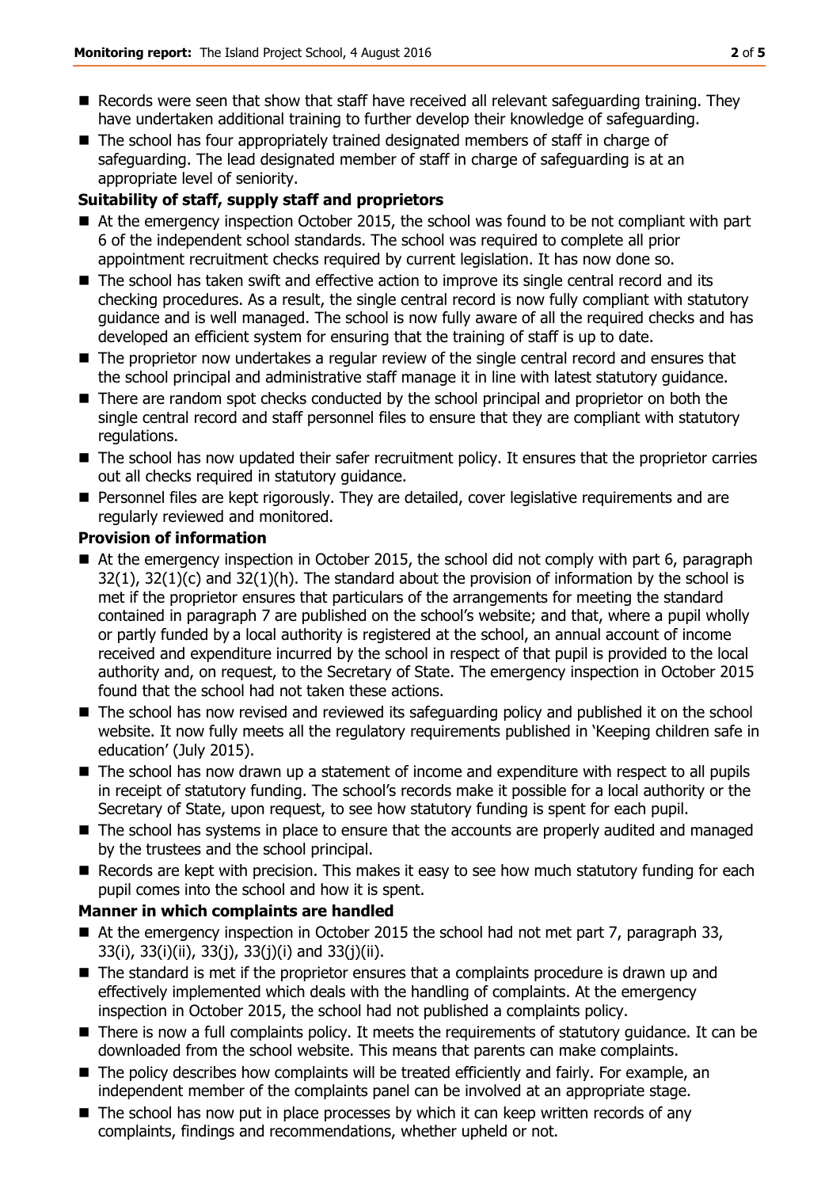- Records were seen that show that staff have received all relevant safeguarding training. They have undertaken additional training to further develop their knowledge of safeguarding.
- The school has four appropriately trained designated members of staff in charge of safeguarding. The lead designated member of staff in charge of safeguarding is at an appropriate level of seniority.

**Suitability of staff, supply staff and proprietors**

- At the emergency inspection October 2015, the school was found to be not compliant with part 6 of the independent school standards. The school was required to complete all prior appointment recruitment checks required by current legislation. It has now done so.
- The school has taken swift and effective action to improve its single central record and its checking procedures. As a result, the single central record is now fully compliant with statutory guidance and is well managed. The school is now fully aware of all the required checks and has developed an efficient system for ensuring that the training of staff is up to date.
- The proprietor now undertakes a regular review of the single central record and ensures that the school principal and administrative staff manage it in line with latest statutory guidance.
- There are random spot checks conducted by the school principal and proprietor on both the single central record and staff personnel files to ensure that they are compliant with statutory regulations.
- The school has now updated their safer recruitment policy. It ensures that the proprietor carries out all checks required in statutory guidance.
- Personnel files are kept rigorously. They are detailed, cover legislative requirements and are regularly reviewed and monitored.

**Provision of information**

- At the emergency inspection in October 2015, the school did not comply with part 6, paragraph 32(1), 32(1)(c) and 32(1)(h). The standard about the provision of information by the school is met if the proprietor ensures that particulars of the arrangements for meeting the standard contained in paragraph 7 are published on the school's website; and that, where a pupil wholly or partly funded by a local authority is registered at the school, an annual account of income received and expenditure incurred by the school in respect of that pupil is provided to the local authority and, on request, to the Secretary of State. The emergency inspection in October 2015 found that the school had not taken these actions.
- The school has now revised and reviewed its safeguarding policy and published it on the school website. It now fully meets all the regulatory requirements published in 'Keeping children safe in education' (July 2015).
- The school has now drawn up a statement of income and expenditure with respect to all pupils in receipt of statutory funding. The school's records make it possible for a local authority or the Secretary of State, upon request, to see how statutory funding is spent for each pupil.
- The school has systems in place to ensure that the accounts are properly audited and managed by the trustees and the school principal.
- Records are kept with precision. This makes it easy to see how much statutory funding for each pupil comes into the school and how it is spent.

**Manner in which complaints are handled**

- At the emergency inspection in October 2015 the school had not met part 7, paragraph 33, 33(i), 33(i)(ii), 33(j), 33(j)(i) and 33(j)(ii).
- The standard is met if the proprietor ensures that a complaints procedure is drawn up and effectively implemented which deals with the handling of complaints. At the emergency inspection in October 2015, the school had not published a complaints policy.
- There is now a full complaints policy. It meets the requirements of statutory guidance. It can be downloaded from the school website. This means that parents can make complaints.
- The policy describes how complaints will be treated efficiently and fairly. For example, an independent member of the complaints panel can be involved at an appropriate stage.
- The school has now put in place processes by which it can keep written records of any complaints, findings and recommendations, whether upheld or not.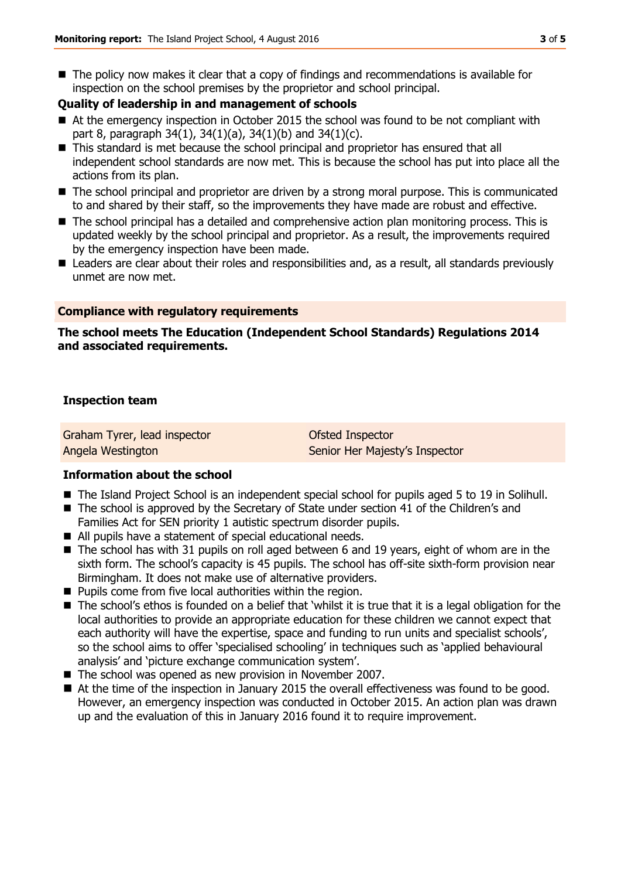- The policy now makes it clear that a copy of findings and recommendations is available for inspection on the school premises by the proprietor and school principal.

### Quality of leadership in and management of schools

- At the emergency inspection in October 2015 the school was found to be not compliant with part 8, paragraph 34(1), 34(1)(a), 34(1)(b) and 34(1)(c).
- This standard is met because the school principal and proprietor has ensured that all independent school standards are now met. This is because the school has put into place all the actions from its plan.
- The school principal and proprietor are driven by a strong moral purpose. This is communicated to and shared by their staff, so the improvements they have made are robust and effective.
- The school principal has a detailed and comprehensive action plan monitoring process. This is updated weekly by the school principal and proprietor. As a result, the improvements required by the emergency inspection have been made.
- Leaders are clear about their roles and responsibilities and, as a result, all standards previously unmet are now met.

## Compliance with regulatory requirements

**The school meets The Education (Independent School Standards) Regulations 2014 and associated requirements.**

## Inspection team

| | |
|---|---|
| Graham Tyrer, lead inspector | Ofsted Inspector |
| Angela Westington | Senior Her Majesty's Inspector |

### Information about the school

- The Island Project School is an independent special school for pupils aged 5 to 19 in Solihull.
- The school is approved by the Secretary of State under section 41 of the Children's and Families Act for SEN priority 1 autistic spectrum disorder pupils.
- All pupils have a statement of special educational needs.
- The school has with 31 pupils on roll aged between 6 and 19 years, eight of whom are in the sixth form. The school's capacity is 45 pupils. The school has off-site sixth-form provision near Birmingham. It does not make use of alternative providers.
- Pupils come from five local authorities within the region.
- The school's ethos is founded on a belief that 'whilst it is true that it is a legal obligation for the local authorities to provide an appropriate education for these children we cannot expect that each authority will have the expertise, space and funding to run units and specialist schools', so the school aims to offer 'specialised schooling' in techniques such as 'applied behavioural analysis' and 'picture exchange communication system'.
- The school was opened as new provision in November 2007.
- At the time of the inspection in January 2015 the overall effectiveness was found to be good. However, an emergency inspection was conducted in October 2015. An action plan was drawn up and the evaluation of this in January 2016 found it to require improvement.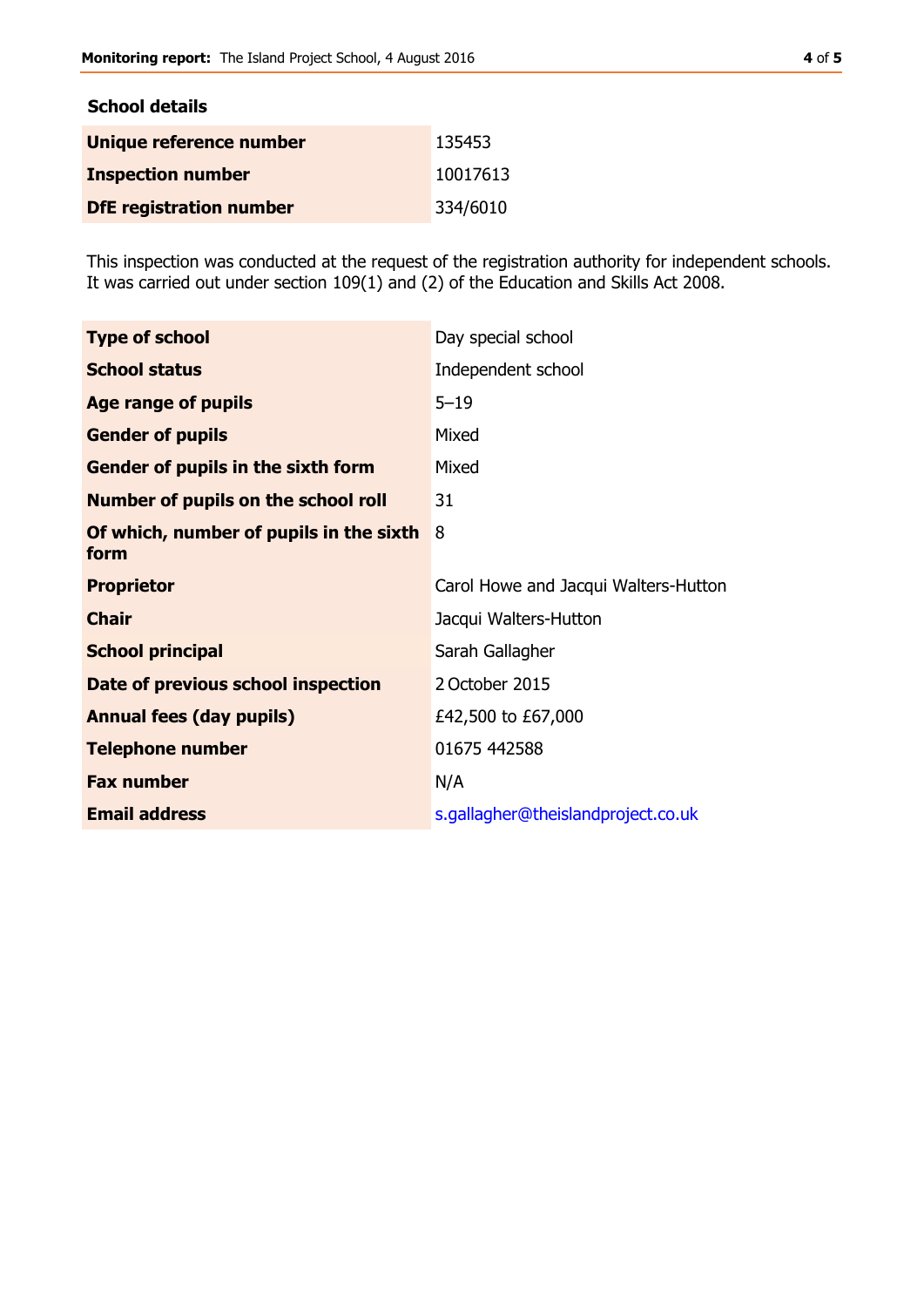## School details

| | |
|---|---|
| **Unique reference number** | 135453 |
| **Inspection number** | 10017613 |
| **DfE registration number** | 334/6010 |

This inspection was conducted at the request of the registration authority for independent schools. It was carried out under section 109(1) and (2) of the Education and Skills Act 2008.

| | |
|---|---|
| **Type of school** | Day special school |
| **School status** | Independent school |
| **Age range of pupils** | 5–19 |
| **Gender of pupils** | Mixed |
| **Gender of pupils in the sixth form** | Mixed |
| **Number of pupils on the school roll** | 31 |
| **Of which, number of pupils in the sixth form** | 8 |
| **Proprietor** | Carol Howe and Jacqui Walters-Hutton |
| **Chair** | Jacqui Walters-Hutton |
| **School principal** | Sarah Gallagher |
| **Date of previous school inspection** | 2 October 2015 |
| **Annual fees (day pupils)** | £42,500 to £67,000 |
| **Telephone number** | 01675 442588 |
| **Fax number** | N/A |
| **Email address** | s.gallagher@theislandproject.co.uk |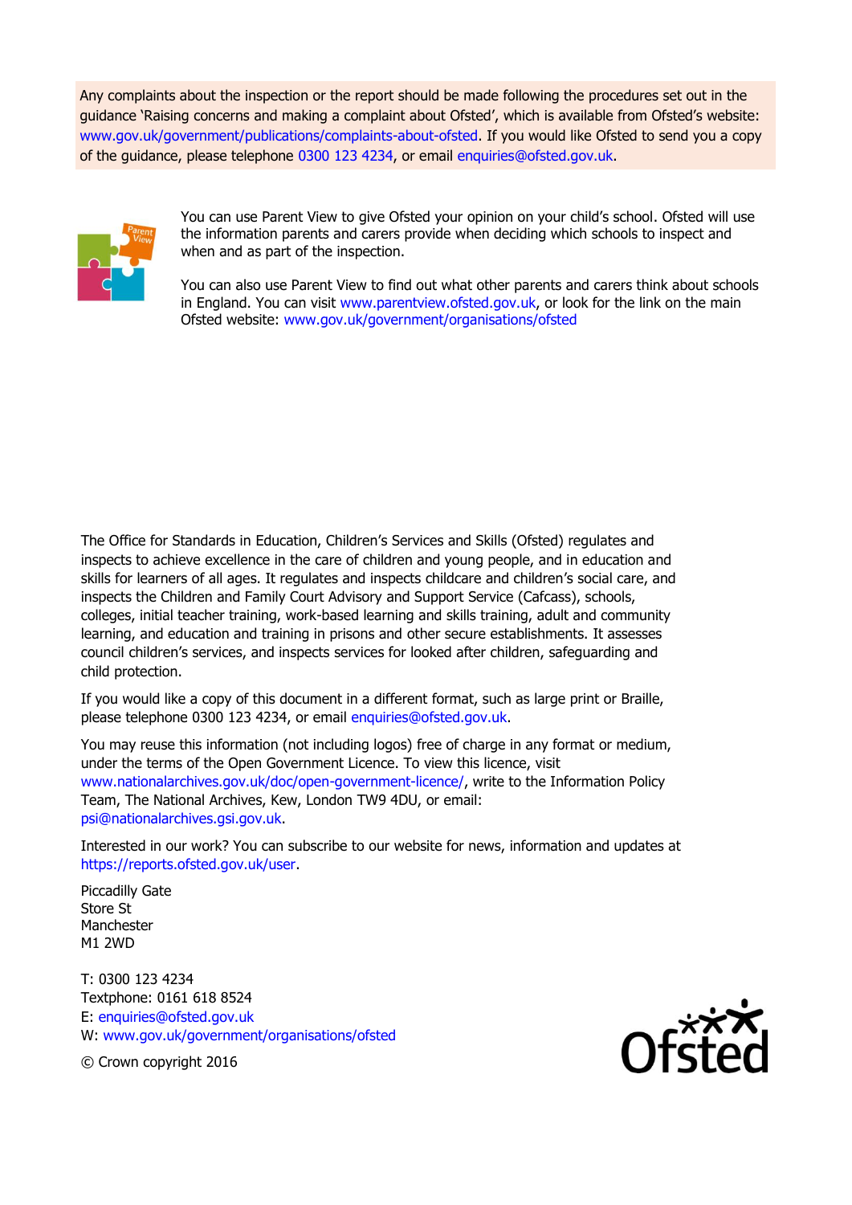Any complaints about the inspection or the report should be made following the procedures set out in the guidance 'Raising concerns and making a complaint about Ofsted', which is available from Ofsted's website: www.gov.uk/government/publications/complaints-about-ofsted. If you would like Ofsted to send you a copy of the guidance, please telephone 0300 123 4234, or email enquiries@ofsted.gov.uk.

You can use Parent View to give Ofsted your opinion on your child's school. Ofsted will use the information parents and carers provide when deciding which schools to inspect and when and as part of the inspection.

You can also use Parent View to find out what other parents and carers think about schools in England. You can visit www.parentview.ofsted.gov.uk, or look for the link on the main Ofsted website: www.gov.uk/government/organisations/ofsted

The Office for Standards in Education, Children's Services and Skills (Ofsted) regulates and inspects to achieve excellence in the care of children and young people, and in education and skills for learners of all ages. It regulates and inspects childcare and children's social care, and inspects the Children and Family Court Advisory and Support Service (Cafcass), schools, colleges, initial teacher training, work-based learning and skills training, adult and community learning, and education and training in prisons and other secure establishments. It assesses council children's services, and inspects services for looked after children, safeguarding and child protection.

If you would like a copy of this document in a different format, such as large print or Braille, please telephone 0300 123 4234, or email enquiries@ofsted.gov.uk.

You may reuse this information (not including logos) free of charge in any format or medium, under the terms of the Open Government Licence. To view this licence, visit www.nationalarchives.gov.uk/doc/open-government-licence/, write to the Information Policy Team, The National Archives, Kew, London TW9 4DU, or email: psi@nationalarchives.gsi.gov.uk.

Interested in our work? You can subscribe to our website for news, information and updates at https://reports.ofsted.gov.uk/user.

Piccadilly Gate
Store St
Manchester
M1 2WD

T: 0300 123 4234
Textphone: 0161 618 8524
E: enquiries@ofsted.gov.uk
W: www.gov.uk/government/organisations/ofsted

© Crown copyright 2016